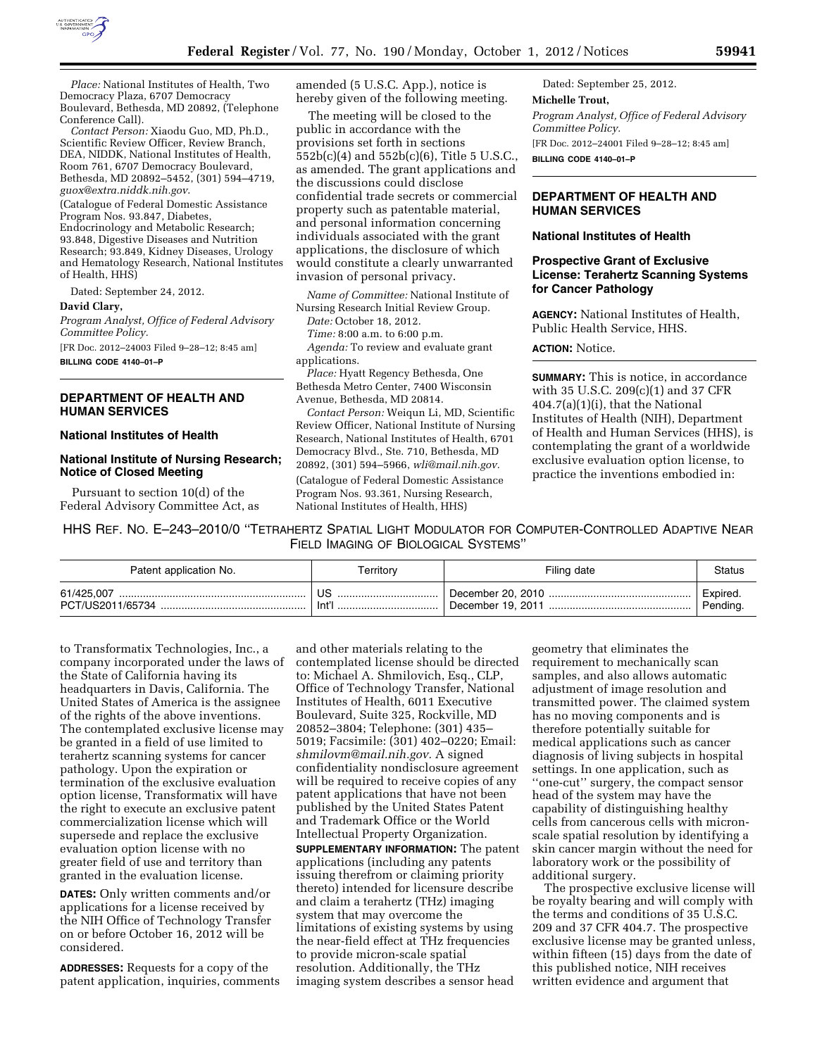*Place:* National Institutes of Health, Two Democracy Plaza, 6707 Democracy Boulevard, Bethesda, MD 20892, (Telephone Conference Call).

*Contact Person:* Xiaodu Guo, MD, Ph.D., Scientific Review Officer, Review Branch, DEA, NIDDK, National Institutes of Health, Room 761, 6707 Democracy Boulevard, Bethesda, MD 20892–5452, (301) 594–4719, *guox@extra.niddk.nih.gov*.

(Catalogue of Federal Domestic Assistance Program Nos. 93.847, Diabetes, Endocrinology and Metabolic Research; 93.848, Digestive Diseases and Nutrition Research; 93.849, Kidney Diseases, Urology and Hematology Research, National Institutes of Health, HHS)

Dated: September 24, 2012.

**David Clary,**

*Program Analyst, Office of Federal Advisory Committee Policy.*

[FR Doc. 2012–24003 Filed 9–28–12; 8:45 am]

**BILLING CODE 4140–01–P**

## DEPARTMENT OF HEALTH AND HUMAN SERVICES

### National Institutes of Health

### National Institute of Nursing Research; Notice of Closed Meeting

Pursuant to section 10(d) of the Federal Advisory Committee Act, as amended (5 U.S.C. App.), notice is hereby given of the following meeting.

The meeting will be closed to the public in accordance with the provisions set forth in sections 552b(c)(4) and 552b(c)(6), Title 5 U.S.C., as amended. The grant applications and the discussions could disclose confidential trade secrets or commercial property such as patentable material, and personal information concerning individuals associated with the grant applications, the disclosure of which would constitute a clearly unwarranted invasion of personal privacy.

*Name of Committee:* National Institute of Nursing Research Initial Review Group.

*Date:* October 18, 2012.

*Time:* 8:00 a.m. to 6:00 p.m.

*Agenda:* To review and evaluate grant applications.

*Place:* Hyatt Regency Bethesda, One Bethesda Metro Center, 7400 Wisconsin Avenue, Bethesda, MD 20814.

*Contact Person:* Weiqun Li, MD, Scientific Review Officer, National Institute of Nursing Research, National Institutes of Health, 6701 Democracy Blvd., Ste. 710, Bethesda, MD 20892, (301) 594–5966, *wli@mail.nih.gov*.

(Catalogue of Federal Domestic Assistance Program Nos. 93.361, Nursing Research, National Institutes of Health, HHS)

Dated: September 25, 2012.

**Michelle Trout,**

*Program Analyst, Office of Federal Advisory Committee Policy.*

[FR Doc. 2012–24001 Filed 9–28–12; 8:45 am]

**BILLING CODE 4140–01–P**

## DEPARTMENT OF HEALTH AND HUMAN SERVICES

### National Institutes of Health

### Prospective Grant of Exclusive License: Terahertz Scanning Systems for Cancer Pathology

**AGENCY:** National Institutes of Health, Public Health Service, HHS.

**ACTION:** Notice.

**SUMMARY:** This is notice, in accordance with 35 U.S.C. 209(c)(1) and 37 CFR 404.7(a)(1)(i), that the National Institutes of Health (NIH), Department of Health and Human Services (HHS), is contemplating the grant of a worldwide exclusive evaluation option license, to practice the inventions embodied in:

HHS REF. NO. E–243–2010/0 "TETRAHERTZ SPATIAL LIGHT MODULATOR FOR COMPUTER-CONTROLLED ADAPTIVE NEAR FIELD IMAGING OF BIOLOGICAL SYSTEMS"

| Patent application No. | Territory | Filing date | Status |
|---|---|---|---|
| 61/425,007 | US | December 20, 2010 | Expired. |
| PCT/US2011/65734 | Int'l | December 19, 2011 | Pending. |

to Transformatix Technologies, Inc., a company incorporated under the laws of the State of California having its headquarters in Davis, California. The United States of America is the assignee of the rights of the above inventions. The contemplated exclusive license may be granted in a field of use limited to terahertz scanning systems for cancer pathology. Upon the expiration or termination of the exclusive evaluation option license, Transformatix will have the right to execute an exclusive patent commercialization license which will supersede and replace the exclusive evaluation option license with no greater field of use and territory than granted in the evaluation license.

**DATES:** Only written comments and/or applications for a license received by the NIH Office of Technology Transfer on or before October 16, 2012 will be considered.

**ADDRESSES:** Requests for a copy of the patent application, inquiries, comments and other materials relating to the contemplated license should be directed to: Michael A. Shmilovich, Esq., CLP, Office of Technology Transfer, National Institutes of Health, 6011 Executive Boulevard, Suite 325, Rockville, MD 20852–3804; Telephone: (301) 435–5019; Facsimile: (301) 402–0220; Email: *shmilovm@mail.nih.gov*. A signed confidentiality nondisclosure agreement will be required to receive copies of any patent applications that have not been published by the United States Patent and Trademark Office or the World Intellectual Property Organization.

**SUPPLEMENTARY INFORMATION:** The patent applications (including any patents issuing therefrom or claiming priority thereto) intended for licensure describe and claim a terahertz (THz) imaging system that may overcome the limitations of existing systems by using the near-field effect at THz frequencies to provide micron-scale spatial resolution. Additionally, the THz imaging system describes a sensor head geometry that eliminates the requirement to mechanically scan samples, and also allows automatic adjustment of image resolution and transmitted power. The claimed system has no moving components and is therefore potentially suitable for medical applications such as cancer diagnosis of living subjects in hospital settings. In one application, such as "one-cut" surgery, the compact sensor head of the system may have the capability of distinguishing healthy cells from cancerous cells with micron-scale spatial resolution by identifying a skin cancer margin without the need for laboratory work or the possibility of additional surgery.

The prospective exclusive license will be royalty bearing and will comply with the terms and conditions of 35 U.S.C. 209 and 37 CFR 404.7. The prospective exclusive license may be granted unless, within fifteen (15) days from the date of this published notice, NIH receives written evidence and argument that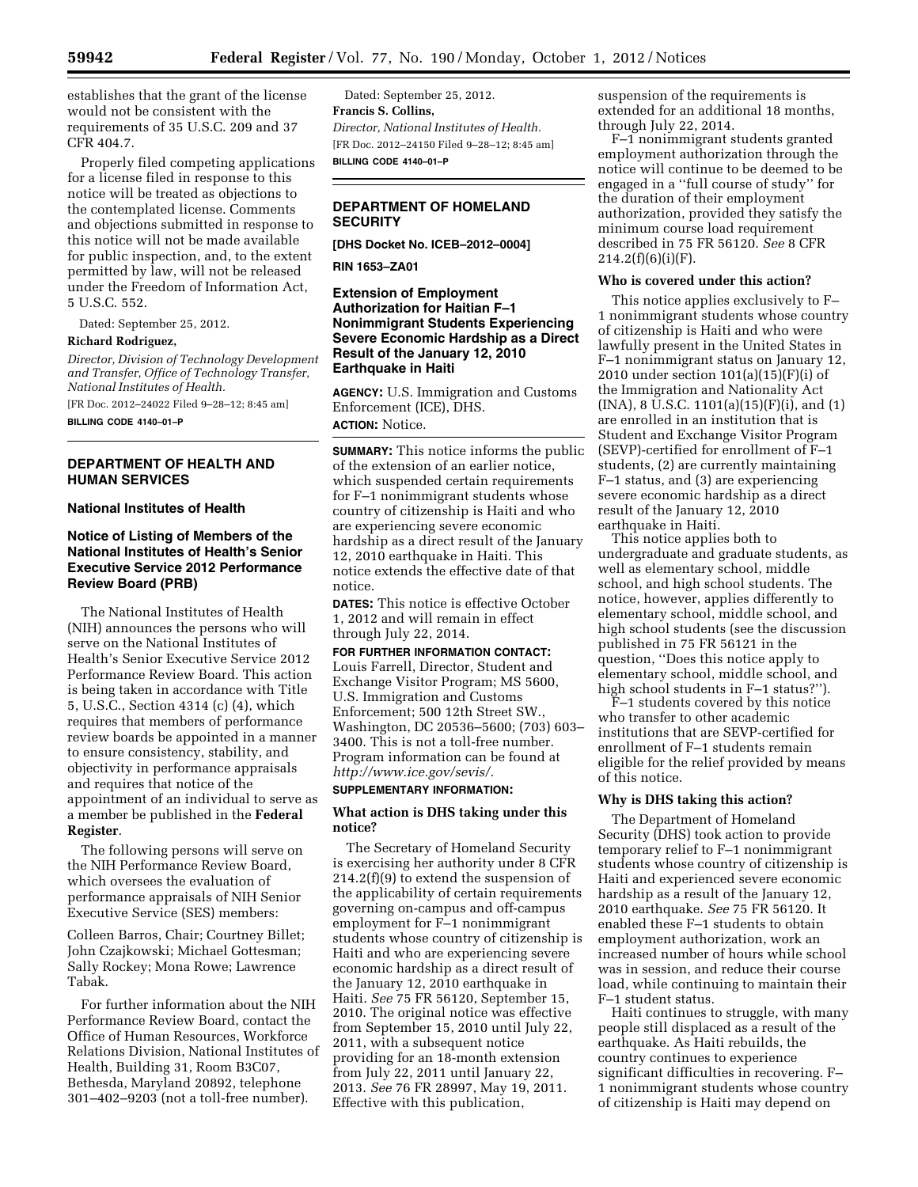establishes that the grant of the license would not be consistent with the requirements of 35 U.S.C. 209 and 37 CFR 404.7.

Properly filed competing applications for a license filed in response to this notice will be treated as objections to the contemplated license. Comments and objections submitted in response to this notice will not be made available for public inspection, and, to the extent permitted by law, will not be released under the Freedom of Information Act, 5 U.S.C. 552.

Dated: September 25, 2012.

**Richard Rodriguez,**

*Director, Division of Technology Development and Transfer, Office of Technology Transfer, National Institutes of Health.*

[FR Doc. 2012–24022 Filed 9–28–12; 8:45 am]

**BILLING CODE 4140–01–P**

## DEPARTMENT OF HEALTH AND HUMAN SERVICES

### National Institutes of Health

### Notice of Listing of Members of the National Institutes of Health's Senior Executive Service 2012 Performance Review Board (PRB)

The National Institutes of Health (NIH) announces the persons who will serve on the National Institutes of Health's Senior Executive Service 2012 Performance Review Board. This action is being taken in accordance with Title 5, U.S.C., Section 4314 (c) (4), which requires that members of performance review boards be appointed in a manner to ensure consistency, stability, and objectivity in performance appraisals and requires that notice of the appointment of an individual to serve as a member be published in the **Federal Register**.

The following persons will serve on the NIH Performance Review Board, which oversees the evaluation of performance appraisals of NIH Senior Executive Service (SES) members:

Colleen Barros, Chair; Courtney Billet; John Czajkowski; Michael Gottesman; Sally Rockey; Mona Rowe; Lawrence Tabak.

For further information about the NIH Performance Review Board, contact the Office of Human Resources, Workforce Relations Division, National Institutes of Health, Building 31, Room B3C07, Bethesda, Maryland 20892, telephone 301–402–9203 (not a toll-free number).

Dated: September 25, 2012.

**Francis S. Collins,**

*Director, National Institutes of Health.*

[FR Doc. 2012–24150 Filed 9–28–12; 8:45 am]

**BILLING CODE 4140–01–P**

## DEPARTMENT OF HOMELAND SECURITY

**[DHS Docket No. ICEB–2012–0004]**

**RIN 1653–ZA01**

### Extension of Employment Authorization for Haitian F–1 Nonimmigrant Students Experiencing Severe Economic Hardship as a Direct Result of the January 12, 2010 Earthquake in Haiti

**AGENCY:** U.S. Immigration and Customs Enforcement (ICE), DHS.

**ACTION:** Notice.

**SUMMARY:** This notice informs the public of the extension of an earlier notice, which suspended certain requirements for F–1 nonimmigrant students whose country of citizenship is Haiti and who are experiencing severe economic hardship as a direct result of the January 12, 2010 earthquake in Haiti. This notice extends the effective date of that notice.

**DATES:** This notice is effective October 1, 2012 and will remain in effect through July 22, 2014.

**FOR FURTHER INFORMATION CONTACT:** Louis Farrell, Director, Student and Exchange Visitor Program; MS 5600, U.S. Immigration and Customs Enforcement; 500 12th Street SW., Washington, DC 20536–5600; (703) 603–3400. This is not a toll-free number. Program information can be found at *http://www.ice.gov/sevis/.*

**SUPPLEMENTARY INFORMATION:**

#### What action is DHS taking under this notice?

The Secretary of Homeland Security is exercising her authority under 8 CFR 214.2(f)(9) to extend the suspension of the applicability of certain requirements governing on-campus and off-campus employment for F–1 nonimmigrant students whose country of citizenship is Haiti and who are experiencing severe economic hardship as a direct result of the January 12, 2010 earthquake in Haiti. *See* 75 FR 56120, September 15, 2010. The original notice was effective from September 15, 2010 until July 22, 2011, with a subsequent notice providing for an 18-month extension from July 22, 2011 until January 22, 2013. *See* 76 FR 28997, May 19, 2011. Effective with this publication, suspension of the requirements is extended for an additional 18 months, through July 22, 2014.

F–1 nonimmigrant students granted employment authorization through the notice will continue to be deemed to be engaged in a ''full course of study'' for the duration of their employment authorization, provided they satisfy the minimum course load requirement described in 75 FR 56120. *See* 8 CFR 214.2(f)(6)(i)(F).

#### Who is covered under this action?

This notice applies exclusively to F–1 nonimmigrant students whose country of citizenship is Haiti and who were lawfully present in the United States in F–1 nonimmigrant status on January 12, 2010 under section 101(a)(15)(F)(i) of the Immigration and Nationality Act (INA), 8 U.S.C. 1101(a)(15)(F)(i), and (1) are enrolled in an institution that is Student and Exchange Visitor Program (SEVP)-certified for enrollment of F–1 students, (2) are currently maintaining F–1 status, and (3) are experiencing severe economic hardship as a direct result of the January 12, 2010 earthquake in Haiti.

This notice applies both to undergraduate and graduate students, as well as elementary school, middle school, and high school students. The notice, however, applies differently to elementary school, middle school, and high school students (see the discussion published in 75 FR 56121 in the question, ''Does this notice apply to elementary school, middle school, and high school students in F–1 status?'').

F–1 students covered by this notice who transfer to other academic institutions that are SEVP-certified for enrollment of F–1 students remain eligible for the relief provided by means of this notice.

#### Why is DHS taking this action?

The Department of Homeland Security (DHS) took action to provide temporary relief to F–1 nonimmigrant students whose country of citizenship is Haiti and experienced severe economic hardship as a result of the January 12, 2010 earthquake. *See* 75 FR 56120. It enabled these F–1 students to obtain employment authorization, work an increased number of hours while school was in session, and reduce their course load, while continuing to maintain their F–1 student status.

Haiti continues to struggle, with many people still displaced as a result of the earthquake. As Haiti rebuilds, the country continues to experience significant difficulties in recovering. F–1 nonimmigrant students whose country of citizenship is Haiti may depend on